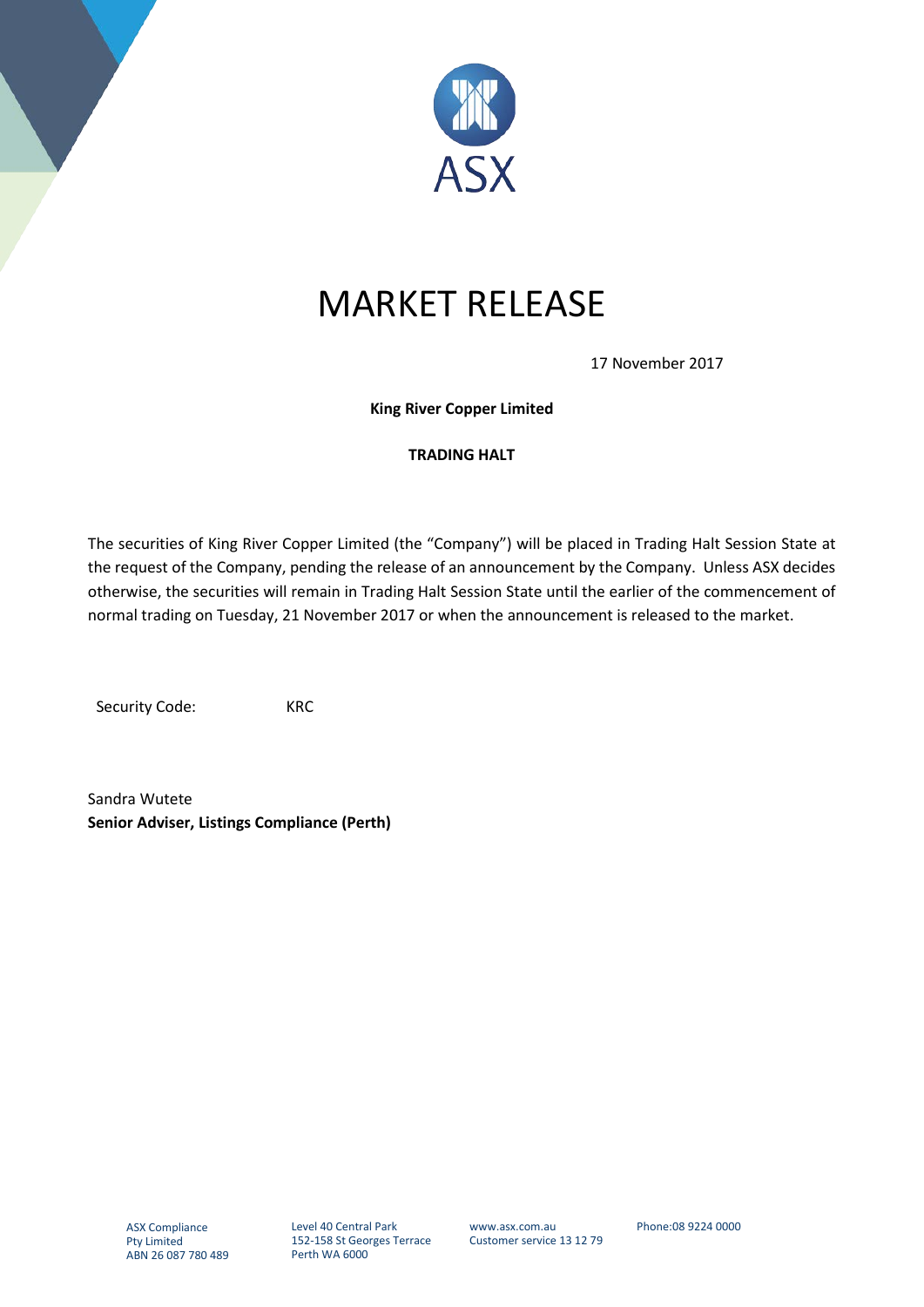# MARKET RELEASE

17 November 2017

**King River Copper Limited**

**TRADING HALT**

The securities of King River Copper Limited (the "Company") will be placed in Trading Halt Session State at the request of the Company, pending the release of an announcement by the Company. Unless ASX decides otherwise, the securities will remain in Trading Halt Session State until the earlier of the commencement of normal trading on Tuesday, 21 November 2017 or when the announcement is released to the market.

Security Code: KRC

Sandra Wutete
**Senior Adviser, Listings Compliance (Perth)**

ASX Compliance Pty Limited
ABN 26 087 780 489

Level 40 Central Park
152-158 St Georges Terrace
Perth WA 6000

www.asx.com.au
Customer service 13 12 79

Phone:08 9224 0000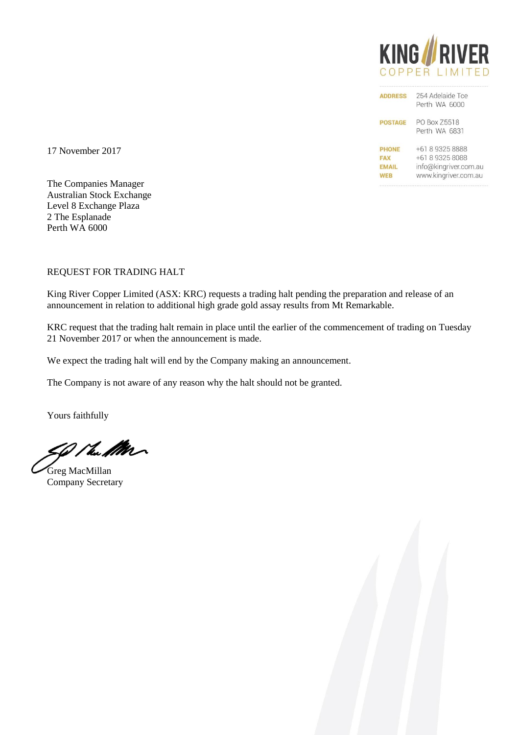KING RIVER COPPER LIMITED

| | |
|---|---|
| **ADDRESS** | 254 Adelaide Tce<br>Perth WA 6000 |
| **POSTAGE** | PO Box Z5518<br>Perth WA 6831 |
| **PHONE** | +61 8 9325 8888 |
| **FAX** | +61 8 9325 8088 |
| **EMAIL** | info@kingriver.com.au |
| **WEB** | www.kingriver.com.au |

17 November 2017

The Companies Manager
Australian Stock Exchange
Level 8 Exchange Plaza
2 The Esplanade
Perth WA 6000

REQUEST FOR TRADING HALT

King River Copper Limited (ASX: KRC) requests a trading halt pending the preparation and release of an announcement in relation to additional high grade gold assay results from Mt Remarkable.

KRC request that the trading halt remain in place until the earlier of the commencement of trading on Tuesday 21 November 2017 or when the announcement is made.

We expect the trading halt will end by the Company making an announcement.

The Company is not aware of any reason why the halt should not be granted.

Yours faithfully

Greg MacMillan
Company Secretary